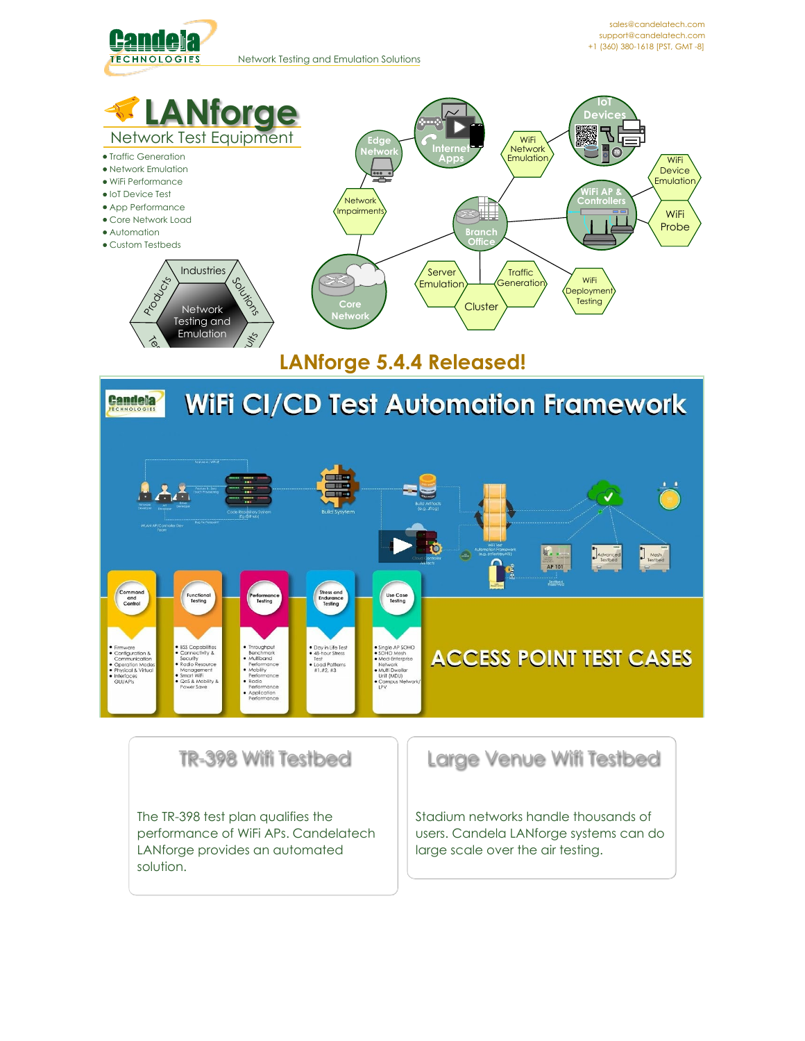sales@candelatech.com
support@candelatech.com
+1 (360) 380-1618 [PST, GMT -8]

Candela TECHNOLOGIES — Network Testing and Emulation Solutions

# LANforge

## Network Test Equipment

- Traffic Generation
- Network Emulation
- WiFi Performance
- IoT Device Test
- App Performance
- Core Network Load
- Automation
- Custom Testbeds

Industries · Solutions · Products · Network Testing and Emulation

Edge Network · Internet Apps · IoT Devices · WiFi Network Emulation · WiFi Device Emulation · WiFi AP & Controllers · WiFi Probe · Network Impairments · Branch Office · Core Network · Server Emulation · Traffic Generation · Cluster · WiFi Deployment Testing

## LANforge 5.4.4 Released!

## WiFi CI/CD Test Automation Framework

- **Command and Control**: Firmware, Configuration & Communication, Operation Modes, Physical & Virtual Interfaces, GUI/APIs
- **Functional Testing**: BSS Capabilities, Connectivity & Security, Radio Resource Management, Smart WiFi, QoS & Mobility & Power Save
- **Performance Testing**: Throughput Benchmark, Multiband Performance, Mobility Performance, Radio Performance, Application Performance
- **Stress and Endurance Testing**: Day in Life Test, 48-hour Stress Test, Load Patterns #1, #2, #3
- **Use Case Testing**: Single AP SOHO, SOHO Mesh, Med-Enterprise Network, Multi Dweller Unit (MDU), Campus Network/LPV

ACCESS POINT TEST CASES

### TR-398 Wifi Testbed

The TR-398 test plan qualifies the performance of WiFi APs. Candelatech LANforge provides an automated solution.

### Large Venue Wifi Testbed

Stadium networks handle thousands of users. Candela LANforge systems can do large scale over the air testing.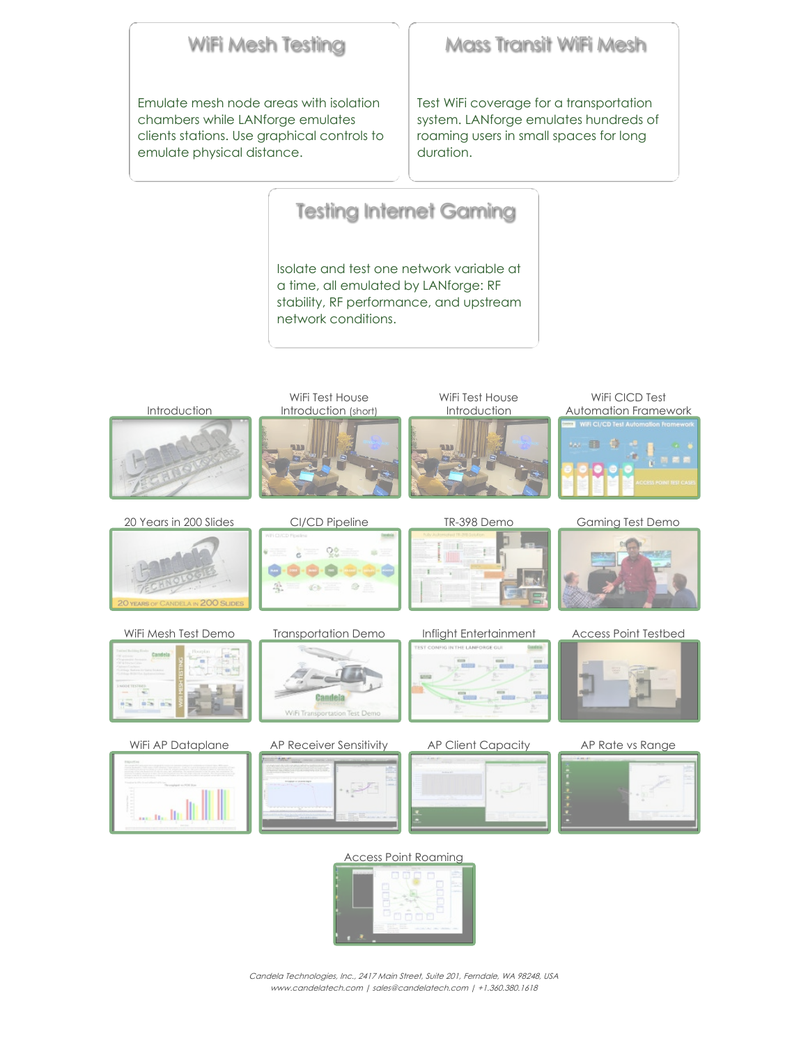## WiFi Mesh Testing

Emulate mesh node areas with isolation chambers while LANforge emulates clients stations. Use graphical controls to emulate physical distance.

## Mass Transit WiFi Mesh

Test WiFi coverage for a transportation system. LANforge emulates hundreds of roaming users in small spaces for long duration.

## Testing Internet Gaming

Isolate and test one network variable at a time, all emulated by LANforge: RF stability, RF performance, and upstream network conditions.

Introduction

WiFi Test House Introduction (short)

WiFi Test House Introduction

WiFi CICD Test Automation Framework

20 Years in 200 Slides

CI/CD Pipeline

TR-398 Demo

Gaming Test Demo

WiFi Mesh Test Demo

Transportation Demo

Inflight Entertainment

Access Point Testbed

WiFi AP Dataplane

AP Receiver Sensitivity

AP Client Capacity

AP Rate vs Range

Access Point Roaming

*Candela Technologies, Inc., 2417 Main Street, Suite 201, Ferndale, WA 98248, USA*
*www.candelatech.com | sales@candelatech.com | +1.360.380.1618*